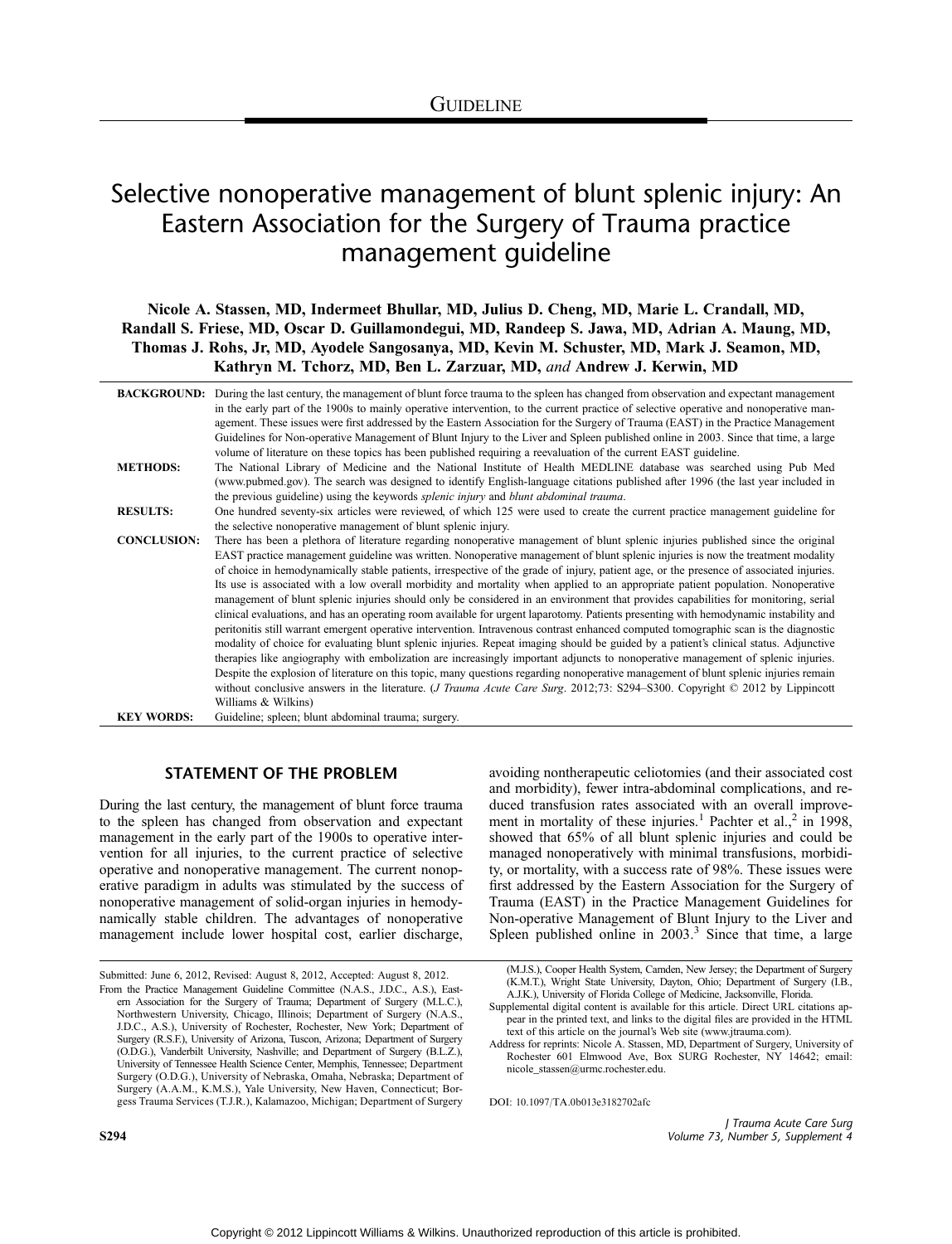GUIDELINE

# Selective nonoperative management of blunt splenic injury: An Eastern Association for the Surgery of Trauma practice management guideline

**Nicole A. Stassen, MD, Indermeet Bhullar, MD, Julius D. Cheng, MD, Marie L. Crandall, MD, Randall S. Friese, MD, Oscar D. Guillamondegui, MD, Randeep S. Jawa, MD, Adrian A. Maung, MD, Thomas J. Rohs, Jr, MD, Ayodele Sangosanya, MD, Kevin M. Schuster, MD, Mark J. Seamon, MD, Kathryn M. Tchorz, MD, Ben L. Zarzuar, MD,** *and* **Andrew J. Kerwin, MD**

**BACKGROUND:** During the last century, the management of blunt force trauma to the spleen has changed from observation and expectant management in the early part of the 1900s to mainly operative intervention, to the current practice of selective operative and nonoperative management. These issues were first addressed by the Eastern Association for the Surgery of Trauma (EAST) in the Practice Management Guidelines for Non-operative Management of Blunt Injury to the Liver and Spleen published online in 2003. Since that time, a large volume of literature on these topics has been published requiring a reevaluation of the current EAST guideline.

**METHODS:** The National Library of Medicine and the National Institute of Health MEDLINE database was searched using Pub Med (www.pubmed.gov). The search was designed to identify English-language citations published after 1996 (the last year included in the previous guideline) using the keywords *splenic injury* and *blunt abdominal trauma*.

**RESULTS:** One hundred seventy-six articles were reviewed, of which 125 were used to create the current practice management guideline for the selective nonoperative management of blunt splenic injury.

**CONCLUSION:** There has been a plethora of literature regarding nonoperative management of blunt splenic injuries published since the original EAST practice management guideline was written. Nonoperative management of blunt splenic injuries is now the treatment modality of choice in hemodynamically stable patients, irrespective of the grade of injury, patient age, or the presence of associated injuries. Its use is associated with a low overall morbidity and mortality when applied to an appropriate patient population. Nonoperative management of blunt splenic injuries should only be considered in an environment that provides capabilities for monitoring, serial clinical evaluations, and has an operating room available for urgent laparotomy. Patients presenting with hemodynamic instability and peritonitis still warrant emergent operative intervention. Intravenous contrast enhanced computed tomographic scan is the diagnostic modality of choice for evaluating blunt splenic injuries. Repeat imaging should be guided by a patient's clinical status. Adjunctive therapies like angiography with embolization are increasingly important adjuncts to nonoperative management of splenic injuries. Despite the explosion of literature on this topic, many questions regarding nonoperative management of blunt splenic injuries remain without conclusive answers in the literature. (*J Trauma Acute Care Surg*. 2012;73: S294–S300. Copyright © 2012 by Lippincott Williams & Wilkins)

**KEY WORDS:** Guideline; spleen; blunt abdominal trauma; surgery.

## STATEMENT OF THE PROBLEM

During the last century, the management of blunt force trauma to the spleen has changed from observation and expectant management in the early part of the 1900s to operative intervention for all injuries, to the current practice of selective operative and nonoperative management. The current nonoperative paradigm in adults was stimulated by the success of nonoperative management of solid-organ injuries in hemodynamically stable children. The advantages of nonoperative management include lower hospital cost, earlier discharge, avoiding nontherapeutic celiotomies (and their associated cost and morbidity), fewer intra-abdominal complications, and reduced transfusion rates associated with an overall improvement in mortality of these injuries.[1] Pachter et al.,[2] in 1998, showed that 65% of all blunt splenic injuries and could be managed nonoperatively with minimal transfusions, morbidity, or mortality, with a success rate of 98%. These issues were first addressed by the Eastern Association for the Surgery of Trauma (EAST) in the Practice Management Guidelines for Non-operative Management of Blunt Injury to the Liver and Spleen published online in 2003.[3] Since that time, a large

Submitted: June 6, 2012, Revised: August 8, 2012, Accepted: August 8, 2012.

From the Practice Management Guideline Committee (N.A.S., J.D.C., A.S.), Eastern Association for the Surgery of Trauma; Department of Surgery (M.L.C.), Northwestern University, Chicago, Illinois; Department of Surgery (N.A.S., J.D.C., A.S.), University of Rochester, Rochester, New York; Department of Surgery (R.S.F.), University of Arizona, Tuscon, Arizona; Department of Surgery (O.D.G.), Vanderbilt University, Nashville; and Department of Surgery (B.L.Z.), University of Tennessee Health Science Center, Memphis, Tennessee; Department Surgery (O.D.G.), University of Nebraska, Omaha, Nebraska; Department of Surgery (A.A.M., K.M.S.), Yale University, New Haven, Connecticut; Borgess Trauma Services (T.J.R.), Kalamazoo, Michigan; Department of Surgery (M.J.S.), Cooper Health System, Camden, New Jersey; the Department of Surgery (K.M.T.), Wright State University, Dayton, Ohio; Department of Surgery (I.B., A.J.K.), University of Florida College of Medicine, Jacksonville, Florida.

Supplemental digital content is available for this article. Direct URL citations appear in the printed text, and links to the digital files are provided in the HTML text of this article on the journal's Web site (www.jtrauma.com).

Address for reprints: Nicole A. Stassen, MD, Department of Surgery, University of Rochester 601 Elmwood Ave, Box SURG Rochester, NY 14642; email: nicole_stassen@urmc.rochester.edu.

DOI: 10.1097/TA.0b013e3182702afc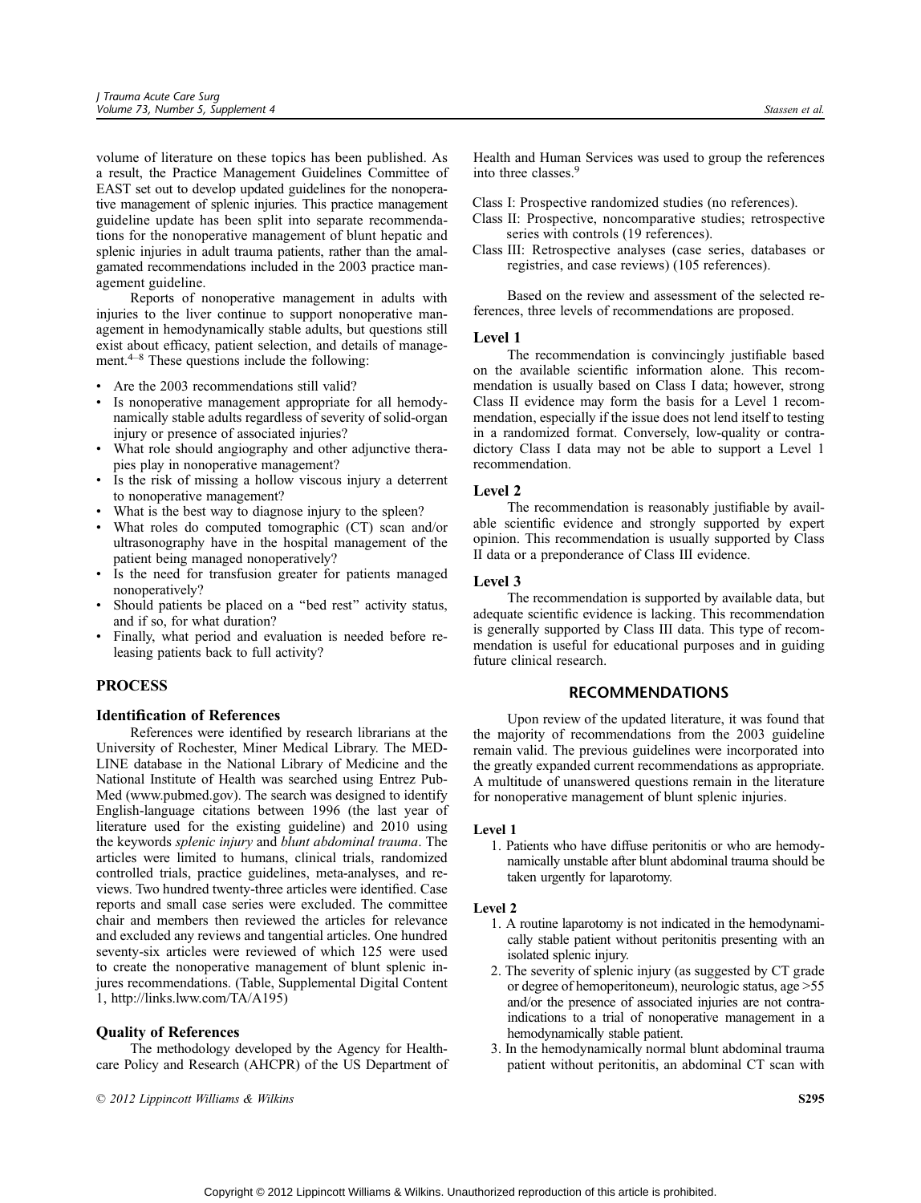volume of literature on these topics has been published. As a result, the Practice Management Guidelines Committee of EAST set out to develop updated guidelines for the nonoperative management of splenic injuries. This practice management guideline update has been split into separate recommendations for the nonoperative management of blunt hepatic and splenic injuries in adult trauma patients, rather than the amalgamated recommendations included in the 2003 practice management guideline.

Reports of nonoperative management in adults with injuries to the liver continue to support nonoperative management in hemodynamically stable adults, but questions still exist about efficacy, patient selection, and details of management.[4–8] These questions include the following:

- Are the 2003 recommendations still valid?
- Is nonoperative management appropriate for all hemodynamically stable adults regardless of severity of solid-organ injury or presence of associated injuries?
- What role should angiography and other adjunctive therapies play in nonoperative management?
- Is the risk of missing a hollow viscous injury a deterrent to nonoperative management?
- What is the best way to diagnose injury to the spleen?
- What roles do computed tomographic (CT) scan and/or ultrasonography have in the hospital management of the patient being managed nonoperatively?
- Is the need for transfusion greater for patients managed nonoperatively?
- Should patients be placed on a "bed rest" activity status, and if so, for what duration?
- Finally, what period and evaluation is needed before releasing patients back to full activity?

## PROCESS

### Identification of References

References were identified by research librarians at the University of Rochester, Miner Medical Library. The MEDLINE database in the National Library of Medicine and the National Institute of Health was searched using Entrez PubMed (www.pubmed.gov). The search was designed to identify English-language citations between 1996 (the last year of literature used for the existing guideline) and 2010 using the keywords *splenic injury* and *blunt abdominal trauma*. The articles were limited to humans, clinical trials, randomized controlled trials, practice guidelines, meta-analyses, and reviews. Two hundred twenty-three articles were identified. Case reports and small case series were excluded. The committee chair and members then reviewed the articles for relevance and excluded any reviews and tangential articles. One hundred seventy-six articles were reviewed of which 125 were used to create the nonoperative management of blunt splenic injures recommendations. (Table, Supplemental Digital Content 1, http://links.lww.com/TA/A195)

### Quality of References

The methodology developed by the Agency for Healthcare Policy and Research (AHCPR) of the US Department of Health and Human Services was used to group the references into three classes.[9]

Class I: Prospective randomized studies (no references).
Class II: Prospective, noncomparative studies; retrospective series with controls (19 references).
Class III: Retrospective analyses (case series, databases or registries, and case reviews) (105 references).

Based on the review and assessment of the selected references, three levels of recommendations are proposed.

### Level 1

The recommendation is convincingly justifiable based on the available scientific information alone. This recommendation is usually based on Class I data; however, strong Class II evidence may form the basis for a Level 1 recommendation, especially if the issue does not lend itself to testing in a randomized format. Conversely, low-quality or contradictory Class I data may not be able to support a Level 1 recommendation.

### Level 2

The recommendation is reasonably justifiable by available scientific evidence and strongly supported by expert opinion. This recommendation is usually supported by Class II data or a preponderance of Class III evidence.

### Level 3

The recommendation is supported by available data, but adequate scientific evidence is lacking. This recommendation is generally supported by Class III data. This type of recommendation is useful for educational purposes and in guiding future clinical research.

## RECOMMENDATIONS

Upon review of the updated literature, it was found that the majority of recommendations from the 2003 guideline remain valid. The previous guidelines were incorporated into the greatly expanded current recommendations as appropriate. A multitude of unanswered questions remain in the literature for nonoperative management of blunt splenic injuries.

### Level 1

1. Patients who have diffuse peritonitis or who are hemodynamically unstable after blunt abdominal trauma should be taken urgently for laparotomy.

### Level 2

1. A routine laparotomy is not indicated in the hemodynamically stable patient without peritonitis presenting with an isolated splenic injury.
2. The severity of splenic injury (as suggested by CT grade or degree of hemoperitoneum), neurologic status, age >55 and/or the presence of associated injuries are not contraindications to a trial of nonoperative management in a hemodynamically stable patient.
3. In the hemodynamically normal blunt abdominal trauma patient without peritonitis, an abdominal CT scan with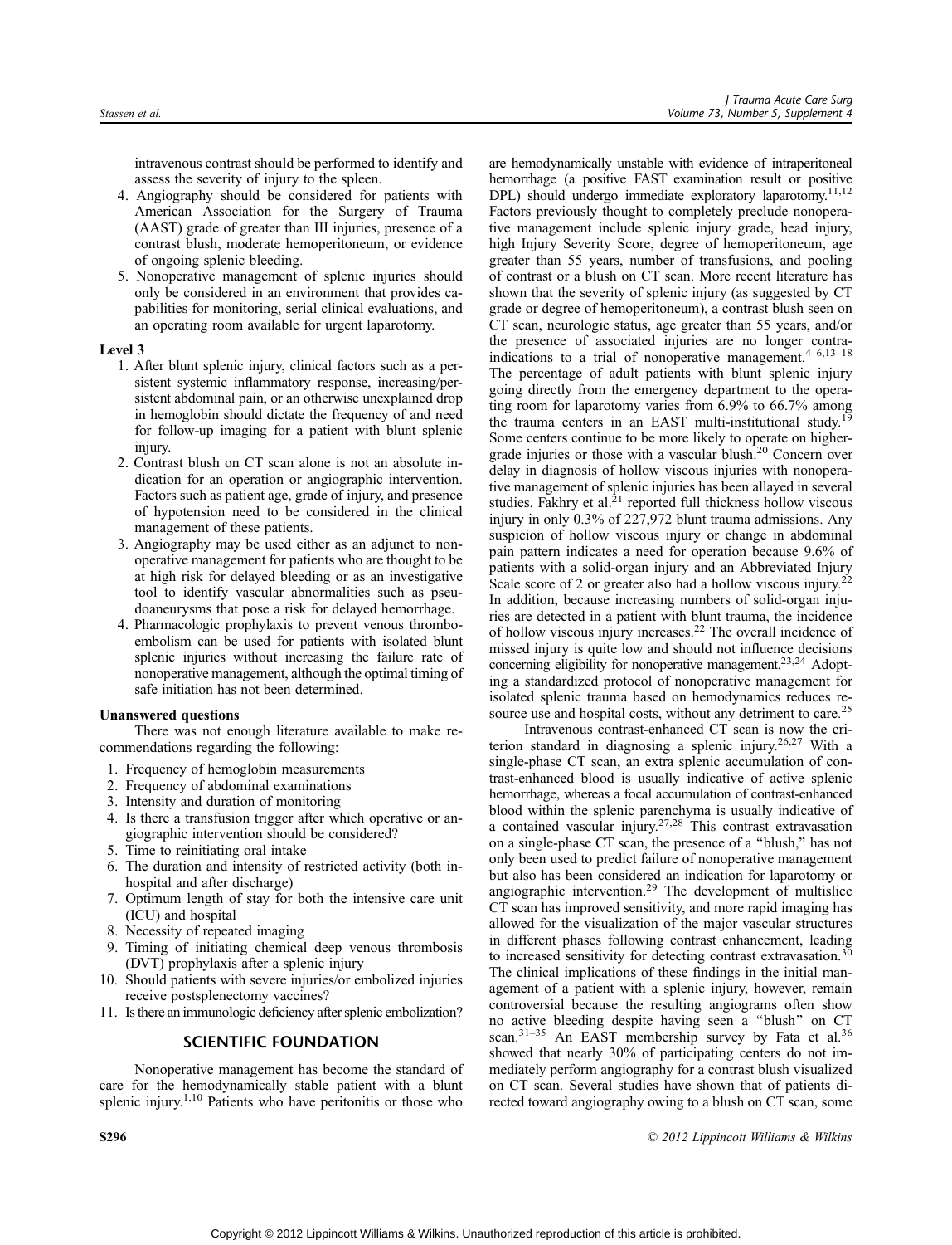intravenous contrast should be performed to identify and assess the severity of injury to the spleen.

4. Angiography should be considered for patients with American Association for the Surgery of Trauma (AAST) grade of greater than III injuries, presence of a contrast blush, moderate hemoperitoneum, or evidence of ongoing splenic bleeding.
5. Nonoperative management of splenic injuries should only be considered in an environment that provides capabilities for monitoring, serial clinical evaluations, and an operating room available for urgent laparotomy.

**Level 3**

1. After blunt splenic injury, clinical factors such as a persistent systemic inflammatory response, increasing/persistent abdominal pain, or an otherwise unexplained drop in hemoglobin should dictate the frequency of and need for follow-up imaging for a patient with blunt splenic injury.
2. Contrast blush on CT scan alone is not an absolute indication for an operation or angiographic intervention. Factors such as patient age, grade of injury, and presence of hypotension need to be considered in the clinical management of these patients.
3. Angiography may be used either as an adjunct to nonoperative management for patients who are thought to be at high risk for delayed bleeding or as an investigative tool to identify vascular abnormalities such as pseudoaneurysms that pose a risk for delayed hemorrhage.
4. Pharmacologic prophylaxis to prevent venous thromboembolism can be used for patients with isolated blunt splenic injuries without increasing the failure rate of nonoperative management, although the optimal timing of safe initiation has not been determined.

**Unanswered questions**

There was not enough literature available to make recommendations regarding the following:

1. Frequency of hemoglobin measurements
2. Frequency of abdominal examinations
3. Intensity and duration of monitoring
4. Is there a transfusion trigger after which operative or angiographic intervention should be considered?
5. Time to reinitiating oral intake
6. The duration and intensity of restricted activity (both in-hospital and after discharge)
7. Optimum length of stay for both the intensive care unit (ICU) and hospital
8. Necessity of repeated imaging
9. Timing of initiating chemical deep venous thrombosis (DVT) prophylaxis after a splenic injury
10. Should patients with severe injuries/or embolized injuries receive postsplenectomy vaccines?
11. Is there an immunologic deficiency after splenic embolization?

## SCIENTIFIC FOUNDATION

Nonoperative management has become the standard of care for the hemodynamically stable patient with a blunt splenic injury.[1,10] Patients who have peritonitis or those who are hemodynamically unstable with evidence of intraperitoneal hemorrhage (a positive FAST examination result or positive DPL) should undergo immediate exploratory laparotomy.[11,12] Factors previously thought to completely preclude nonoperative management include splenic injury grade, head injury, high Injury Severity Score, degree of hemoperitoneum, age greater than 55 years, number of transfusions, and pooling of contrast or a blush on CT scan. More recent literature has shown that the severity of splenic injury (as suggested by CT grade or degree of hemoperitoneum), a contrast blush seen on CT scan, neurologic status, age greater than 55 years, and/or the presence of associated injuries are no longer contraindications to a trial of nonoperative management.[4–6,13–18] The percentage of adult patients with blunt splenic injury going directly from the emergency department to the operating room for laparotomy varies from 6.9% to 66.7% among the trauma centers in an EAST multi-institutional study.[19] Some centers continue to be more likely to operate on higher-grade injuries or those with a vascular blush.[20] Concern over delay in diagnosis of hollow viscous injuries with nonoperative management of splenic injuries has been allayed in several studies. Fakhry et al.[21] reported full thickness hollow viscous injury in only 0.3% of 227,972 blunt trauma admissions. Any suspicion of hollow viscous injury or change in abdominal pain pattern indicates a need for operation because 9.6% of patients with a solid-organ injury and an Abbreviated Injury Scale score of 2 or greater also had a hollow viscous injury.[22] In addition, because increasing numbers of solid-organ injuries are detected in a patient with blunt trauma, the incidence of hollow viscous injury increases.[22] The overall incidence of missed injury is quite low and should not influence decisions concerning eligibility for nonoperative management.[23,24] Adopting a standardized protocol of nonoperative management for isolated splenic trauma based on hemodynamics reduces resource use and hospital costs, without any detriment to care.[25]

Intravenous contrast-enhanced CT scan is now the criterion standard in diagnosing a splenic injury.[26,27] With a single-phase CT scan, an extra splenic accumulation of contrast-enhanced blood is usually indicative of active splenic hemorrhage, whereas a focal accumulation of contrast-enhanced blood within the splenic parenchyma is usually indicative of a contained vascular injury.[27,28] This contrast extravasation on a single-phase CT scan, the presence of a "blush," has not only been used to predict failure of nonoperative management but also has been considered an indication for laparotomy or angiographic intervention.[29] The development of multislice CT scan has improved sensitivity, and more rapid imaging has allowed for the visualization of the major vascular structures in different phases following contrast enhancement, leading to increased sensitivity for detecting contrast extravasation.[30] The clinical implications of these findings in the initial management of a patient with a splenic injury, however, remain controversial because the resulting angiograms often show no active bleeding despite having seen a "blush" on CT scan.[31–35] An EAST membership survey by Fata et al.[36] showed that nearly 30% of participating centers do not immediately perform angiography for a contrast blush visualized on CT scan. Several studies have shown that of patients directed toward angiography owing to a blush on CT scan, some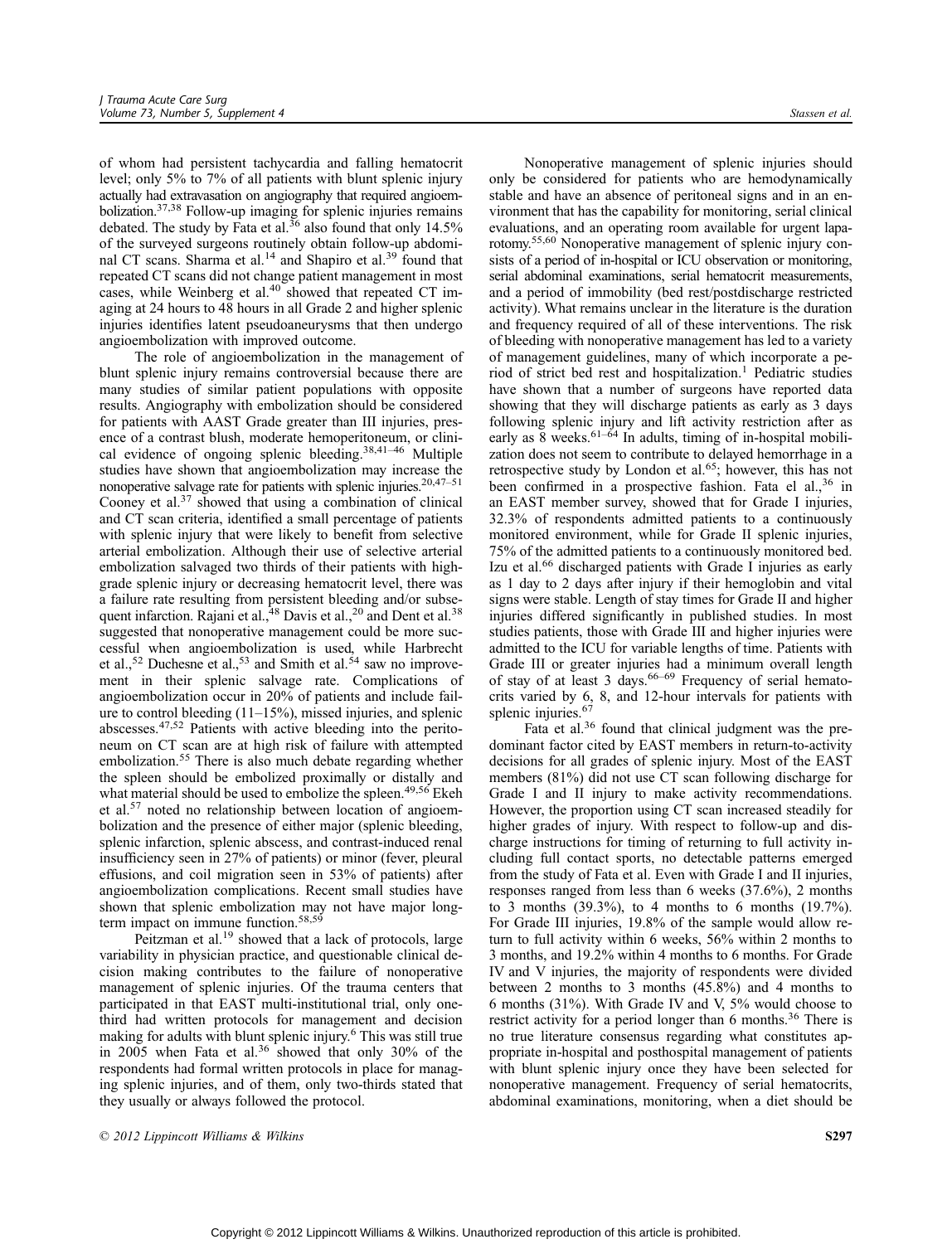of whom had persistent tachycardia and falling hematocrit level; only 5% to 7% of all patients with blunt splenic injury actually had extravasation on angiography that required angioembolization.[37,38] Follow-up imaging for splenic injuries remains debated. The study by Fata et al.[36] also found that only 14.5% of the surveyed surgeons routinely obtain follow-up abdominal CT scans. Sharma et al.[14] and Shapiro et al.[39] found that repeated CT scans did not change patient management in most cases, while Weinberg et al.[40] showed that repeated CT imaging at 24 hours to 48 hours in all Grade 2 and higher splenic injuries identifies latent pseudoaneurysms that then undergo angioembolization with improved outcome.

The role of angioembolization in the management of blunt splenic injury remains controversial because there are many studies of similar patient populations with opposite results. Angiography with embolization should be considered for patients with AAST Grade greater than III injuries, presence of a contrast blush, moderate hemoperitoneum, or clinical evidence of ongoing splenic bleeding.[38,41–46] Multiple studies have shown that angioembolization may increase the nonoperative salvage rate for patients with splenic injuries.[20,47–51] Cooney et al.[37] showed that using a combination of clinical and CT scan criteria, identified a small percentage of patients with splenic injury that were likely to benefit from selective arterial embolization. Although their use of selective arterial embolization salvaged two thirds of their patients with high-grade splenic injury or decreasing hematocrit level, there was a failure rate resulting from persistent bleeding and/or subsequent infarction. Rajani et al.,[48] Davis et al.,[20] and Dent et al.[38] suggested that nonoperative management could be more successful when angioembolization is used, while Harbrecht et al.,[52] Duchesne et al.,[53] and Smith et al.[54] saw no improvement in their splenic salvage rate. Complications of angioembolization occur in 20% of patients and include failure to control bleeding (11–15%), missed injuries, and splenic abscesses.[47,52] Patients with active bleeding into the peritoneum on CT scan are at high risk of failure with attempted embolization.[55] There is also much debate regarding whether the spleen should be embolized proximally or distally and what material should be used to embolize the spleen.[49,56] Ekeh et al.[57] noted no relationship between location of angioembolization and the presence of either major (splenic bleeding, splenic infarction, splenic abscess, and contrast-induced renal insufficiency seen in 27% of patients) or minor (fever, pleural effusions, and coil migration seen in 53% of patients) after angioembolization complications. Recent small studies have shown that splenic embolization may not have major long-term impact on immune function.[58,59]

Peitzman et al.[19] showed that a lack of protocols, large variability in physician practice, and questionable clinical decision making contributes to the failure of nonoperative management of splenic injuries. Of the trauma centers that participated in that EAST multi-institutional trial, only one-third had written protocols for management and decision making for adults with blunt splenic injury.[6] This was still true in 2005 when Fata et al.[36] showed that only 30% of the respondents had formal written protocols in place for managing splenic injuries, and of them, only two-thirds stated that they usually or always followed the protocol.

Nonoperative management of splenic injuries should only be considered for patients who are hemodynamically stable and have an absence of peritoneal signs and in an environment that has the capability for monitoring, serial clinical evaluations, and an operating room available for urgent laparotomy.[55,60] Nonoperative management of splenic injury consists of a period of in-hospital or ICU observation or monitoring, serial abdominal examinations, serial hematocrit measurements, and a period of immobility (bed rest/postdischarge restricted activity). What remains unclear in the literature is the duration and frequency required of all of these interventions. The risk of bleeding with nonoperative management has led to a variety of management guidelines, many of which incorporate a period of strict bed rest and hospitalization.[1] Pediatric studies have shown that a number of surgeons have reported data showing that they will discharge patients as early as 3 days following splenic injury and lift activity restriction after as early as 8 weeks.[61–64] In adults, timing of in-hospital mobilization does not seem to contribute to delayed hemorrhage in a retrospective study by London et al.[65]; however, this has not been confirmed in a prospective fashion. Fata el al.,[36] in an EAST member survey, showed that for Grade I injuries, 32.3% of respondents admitted patients to a continuously monitored environment, while for Grade II splenic injuries, 75% of the admitted patients to a continuously monitored bed. Izu et al.[66] discharged patients with Grade I injuries as early as 1 day to 2 days after injury if their hemoglobin and vital signs were stable. Length of stay times for Grade II and higher injuries differed significantly in published studies. In most studies patients, those with Grade III and higher injuries were admitted to the ICU for variable lengths of time. Patients with Grade III or greater injuries had a minimum overall length of stay of at least 3 days.[66–69] Frequency of serial hematocrits varied by 6, 8, and 12-hour intervals for patients with splenic injuries.[67]

Fata et al.[36] found that clinical judgment was the predominant factor cited by EAST members in return-to-activity decisions for all grades of splenic injury. Most of the EAST members (81%) did not use CT scan following discharge for Grade I and II injury to make activity recommendations. However, the proportion using CT scan increased steadily for higher grades of injury. With respect to follow-up and discharge instructions for timing of returning to full activity including full contact sports, no detectable patterns emerged from the study of Fata et al. Even with Grade I and II injuries, responses ranged from less than 6 weeks (37.6%), 2 months to 3 months (39.3%), to 4 months to 6 months (19.7%). For Grade III injuries, 19.8% of the sample would allow return to full activity within 6 weeks, 56% within 2 months to 3 months, and 19.2% within 4 months to 6 months. For Grade IV and V injuries, the majority of respondents were divided between 2 months to 3 months (45.8%) and 4 months to 6 months (31%). With Grade IV and V, 5% would choose to restrict activity for a period longer than 6 months.[36] There is no true literature consensus regarding what constitutes appropriate in-hospital and posthospital management of patients with blunt splenic injury once they have been selected for nonoperative management. Frequency of serial hematocrits, abdominal examinations, monitoring, when a diet should be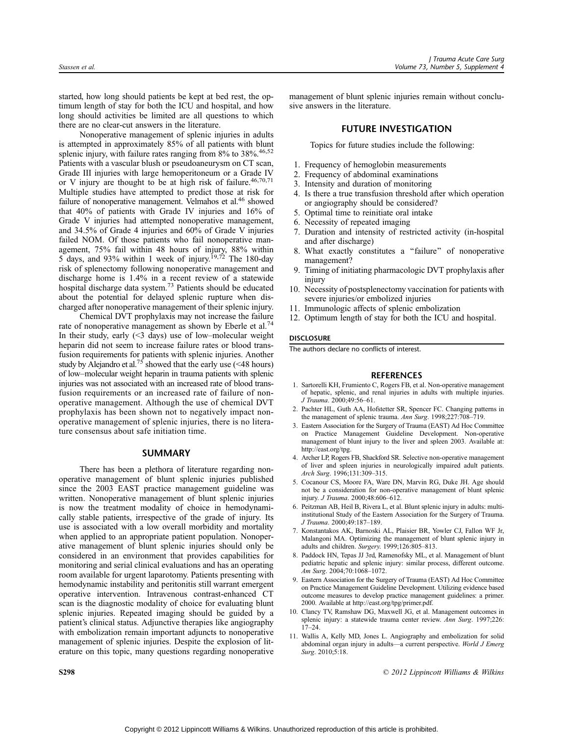started, how long should patients be kept at bed rest, the optimum length of stay for both the ICU and hospital, and how long should activities be limited are all questions to which there are no clear-cut answers in the literature.

Nonoperative management of splenic injuries in adults is attempted in approximately 85% of all patients with blunt splenic injury, with failure rates ranging from 8% to 38%.[46,52] Patients with a vascular blush or pseudoaneurysm on CT scan, Grade III injuries with large hemoperitoneum or a Grade IV or V injury are thought to be at high risk of failure.[46,70,71] Multiple studies have attempted to predict those at risk for failure of nonoperative management. Velmahos et al.[46] showed that 40% of patients with Grade IV injuries and 16% of Grade V injuries had attempted nonoperative management, and 34.5% of Grade 4 injuries and 60% of Grade V injuries failed NOM. Of those patients who fail nonoperative management, 75% fail within 48 hours of injury, 88% within 5 days, and 93% within 1 week of injury.[19,72] The 180-day risk of splenectomy following nonoperative management and discharge home is 1.4% in a recent review of a statewide hospital discharge data system.[73] Patients should be educated about the potential for delayed splenic rupture when discharged after nonoperative management of their splenic injury.

Chemical DVT prophylaxis may not increase the failure rate of nonoperative management as shown by Eberle et al.[74] In their study, early (<3 days) use of low–molecular weight heparin did not seem to increase failure rates or blood transfusion requirements for patients with splenic injuries. Another study by Alejandro et al.[75] showed that the early use (<48 hours) of low–molecular weight heparin in trauma patients with splenic injuries was not associated with an increased rate of blood transfusion requirements or an increased rate of failure of nonoperative management. Although the use of chemical DVT prophylaxis has been shown not to negatively impact nonoperative management of splenic injuries, there is no literature consensus about safe initiation time.

## SUMMARY

There has been a plethora of literature regarding nonoperative management of blunt splenic injuries published since the 2003 EAST practice management guideline was written. Nonoperative management of blunt splenic injuries is now the treatment modality of choice in hemodynamically stable patients, irrespective of the grade of injury. Its use is associated with a low overall morbidity and mortality when applied to an appropriate patient population. Nonoperative management of blunt splenic injuries should only be considered in an environment that provides capabilities for monitoring and serial clinical evaluations and has an operating room available for urgent laparotomy. Patients presenting with hemodynamic instability and peritonitis still warrant emergent operative intervention. Intravenous contrast-enhanced CT scan is the diagnostic modality of choice for evaluating blunt splenic injuries. Repeated imaging should be guided by a patient's clinical status. Adjunctive therapies like angiography with embolization remain important adjuncts to nonoperative management of splenic injuries. Despite the explosion of literature on this topic, many questions regarding nonoperative management of blunt splenic injuries remain without conclusive answers in the literature.

## FUTURE INVESTIGATION

Topics for future studies include the following:

1. Frequency of hemoglobin measurements
2. Frequency of abdominal examinations
3. Intensity and duration of monitoring
4. Is there a true transfusion threshold after which operation or angiography should be considered?
5. Optimal time to reinitiate oral intake
6. Necessity of repeated imaging
7. Duration and intensity of restricted activity (in-hospital and after discharge)
8. What exactly constitutes a "failure" of nonoperative management?
9. Timing of initiating pharmacologic DVT prophylaxis after injury
10. Necessity of postsplenectomy vaccination for patients with severe injuries/or embolized injuries
11. Immunologic affects of splenic embolization
12. Optimum length of stay for both the ICU and hospital.

### DISCLOSURE

The authors declare no conflicts of interest.

## REFERENCES

1. Sartorelli KH, Frumiento C, Rogers FB, et al. Non-operative management of hepatic, splenic, and renal injuries in adults with multiple injuries. *J Trauma*. 2000;49:56–61.
2. Pachter HL, Guth AA, Hofstetter SR, Spencer FC. Changing patterns in the management of splenic trauma. *Ann Surg*. 1998;227:708–719.
3. Eastern Association for the Surgery of Trauma (EAST) Ad Hoc Committee on Practice Management Guideline Development. Non-operative management of blunt injury to the liver and spleen 2003. Available at: http://east.org/tpg.
4. Archer LP, Rogers FB, Shackford SR. Selective non-operative management of liver and spleen injuries in neurologically impaired adult patients. *Arch Surg*. 1996;131:309–315.
5. Cocanour CS, Moore FA, Ware DN, Marvin RG, Duke JH. Age should not be a consideration for non-operative management of blunt splenic injury. *J Trauma*. 2000;48:606–612.
6. Peitzman AB, Heil B, Rivera L, et al. Blunt splenic injury in adults: multi-institutional Study of the Eastern Association for the Surgery of Trauma. *J Trauma*. 2000;49:187–189.
7. Konstantakos AK, Barnoski AL, Plaisier BR, Yowler CJ, Fallon WF Jr, Malangoni MA. Optimizing the management of blunt splenic injury in adults and children. *Surgery*. 1999;126:805–813.
8. Paddock HN, Tepas JJ 3rd, Ramenofsky ML, et al. Management of blunt pediatric hepatic and splenic injury: similar process, different outcome. *Am Surg*. 2004;70:1068–1072.
9. Eastern Association for the Surgery of Trauma (EAST) Ad Hoc Committee on Practice Management Guideline Development. Utilizing evidence based outcome measures to develop practice management guidelines: a primer. 2000. Available at http://east.org/tpg/primer.pdf.
10. Clancy TV, Ramshaw DG, Maxwell JG, et al. Management outcomes in splenic injury: a statewide trauma center review. *Ann Surg*. 1997;226:17–24.
11. Wallis A, Kelly MD, Jones L. Angiography and embolization for solid abdominal organ injury in adults—a current perspective. *World J Emerg Surg*. 2010;5:18.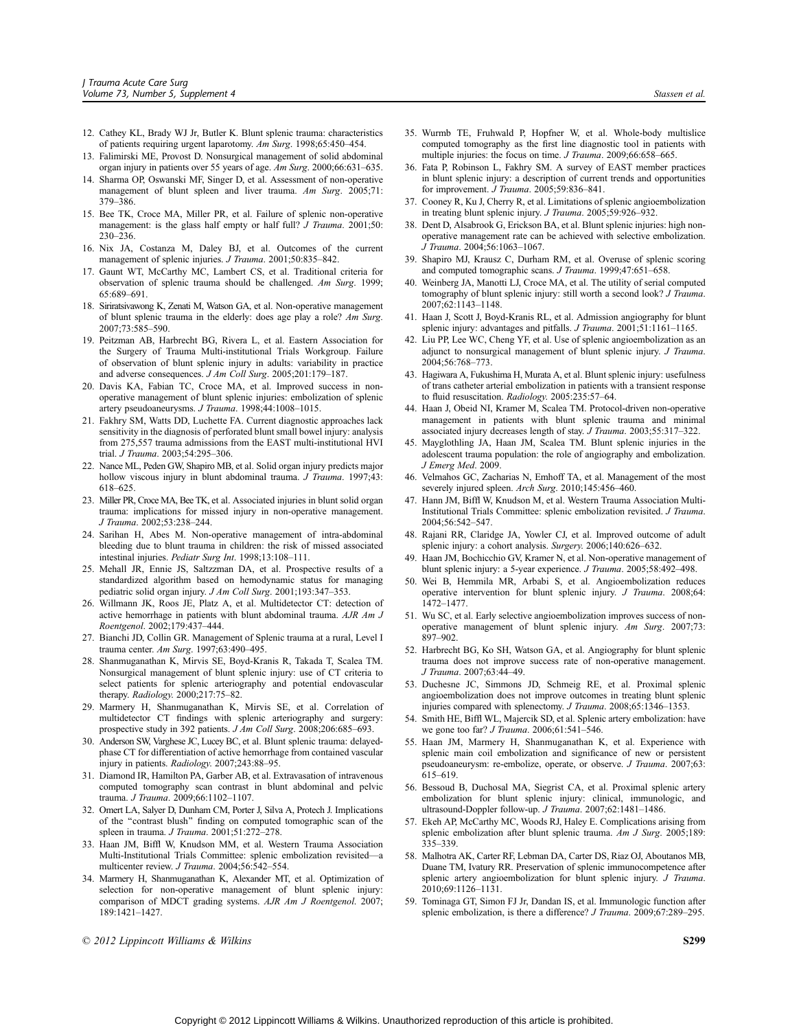12. Cathey KL, Brady WJ Jr, Butler K. Blunt splenic trauma: characteristics of patients requiring urgent laparotomy. *Am Surg*. 1998;65:450–454.
13. Falimirski ME, Provost D. Nonsurgical management of solid abdominal organ injury in patients over 55 years of age. *Am Surg*. 2000;66:631–635.
14. Sharma OP, Oswanski MF, Singer D, et al. Assessment of non-operative management of blunt spleen and liver trauma. *Am Surg*. 2005;71: 379–386.
15. Bee TK, Croce MA, Miller PR, et al. Failure of splenic non-operative management: is the glass half empty or half full? *J Trauma*. 2001;50: 230–236.
16. Nix JA, Costanza M, Daley BJ, et al. Outcomes of the current management of splenic injuries. *J Trauma*. 2001;50:835–842.
17. Gaunt WT, McCarthy MC, Lambert CS, et al. Traditional criteria for observation of splenic trauma should be challenged. *Am Surg*. 1999; 65:689–691.
18. Siriratsivawong K, Zenati M, Watson GA, et al. Non-operative management of blunt splenic trauma in the elderly: does age play a role? *Am Surg*. 2007;73:585–590.
19. Peitzman AB, Harbrecht BG, Rivera L, et al. Eastern Association for the Surgery of Trauma Multi-institutional Trials Workgroup. Failure of observation of blunt splenic injury in adults: variability in practice and adverse consequences. *J Am Coll Surg*. 2005;201:179–187.
20. Davis KA, Fabian TC, Croce MA, et al. Improved success in non-operative management of blunt splenic injuries: embolization of splenic artery pseudoaneurysms. *J Trauma*. 1998;44:1008–1015.
21. Fakhry SM, Watts DD, Luchette FA. Current diagnostic approaches lack sensitivity in the diagnosis of perforated blunt small bowel injury: analysis from 275,557 trauma admissions from the EAST multi-institutional HVI trial. *J Trauma*. 2003;54:295–306.
22. Nance ML, Peden GW, Shapiro MB, et al. Solid organ injury predicts major hollow viscous injury in blunt abdominal trauma. *J Trauma*. 1997;43: 618–625.
23. Miller PR, Croce MA, Bee TK, et al. Associated injuries in blunt solid organ trauma: implications for missed injury in non-operative management. *J Trauma*. 2002;53:238–244.
24. Sarihan H, Abes M. Non-operative management of intra-abdominal bleeding due to blunt trauma in children: the risk of missed associated intestinal injuries. *Pediatr Surg Int*. 1998;13:108–111.
25. Mehall JR, Ennie JS, Saltzzman DA, et al. Prospective results of a standardized algorithm based on hemodynamic status for managing pediatric solid organ injury. *J Am Coll Surg*. 2001;193:347–353.
26. Willmann JK, Roos JE, Platz A, et al. Multidetector CT: detection of active hemorrhage in patients with blunt abdominal trauma. *AJR Am J Roentgenol*. 2002;179:437–444.
27. Bianchi JD, Collin GR. Management of Splenic trauma at a rural, Level I trauma center. *Am Surg*. 1997;63:490–495.
28. Shanmuganathan K, Mirvis SE, Boyd-Kranis R, Takada T, Scalea TM. Nonsurgical management of blunt splenic injury: use of CT criteria to select patients for splenic arteriography and potential endovascular therapy. *Radiology*. 2000;217:75–82.
29. Marmery H, Shanmuganathan K, Mirvis SE, et al. Correlation of multidetector CT findings with splenic arteriography and surgery: prospective study in 392 patients. *J Am Coll Surg*. 2008;206:685–693.
30. Anderson SW, Varghese JC, Lucey BC, et al. Blunt splenic trauma: delayed-phase CT for differentiation of active hemorrhage from contained vascular injury in patients. *Radiology*. 2007;243:88–95.
31. Diamond IR, Hamilton PA, Garber AB, et al. Extravasation of intravenous computed tomography scan contrast in blunt abdominal and pelvic trauma. *J Trauma*. 2009;66:1102–1107.
32. Omert LA, Salyer D, Dunham CM, Porter J, Silva A, Protech J. Implications of the "contrast blush" finding on computed tomographic scan of the spleen in trauma. *J Trauma*. 2001;51:272–278.
33. Haan JM, Biffl W, Knudson MM, et al. Western Trauma Association Multi-Institutional Trials Committee: splenic embolization revisited—a multicenter review. *J Trauma*. 2004;56:542–554.
34. Marmery H, Shanmuganathan K, Alexander MT, et al. Optimization of selection for non-operative management of blunt splenic injury: comparison of MDCT grading systems. *AJR Am J Roentgenol*. 2007; 189:1421–1427.
35. Wurmb TE, Fruhwald P, Hopfner W, et al. Whole-body multislice computed tomography as the first line diagnostic tool in patients with multiple injuries: the focus on time. *J Trauma*. 2009;66:658–665.
36. Fata P, Robinson L, Fakhry SM. A survey of EAST member practices in blunt splenic injury: a description of current trends and opportunities for improvement. *J Trauma*. 2005;59:836–841.
37. Cooney R, Ku J, Cherry R, et al. Limitations of splenic angioembolization in treating blunt splenic injury. *J Trauma*. 2005;59:926–932.
38. Dent D, Alsabrook G, Erickson BA, et al. Blunt splenic injuries: high non-operative management rate can be achieved with selective embolization. *J Trauma*. 2004;56:1063–1067.
39. Shapiro MJ, Krausz C, Durham RM, et al. Overuse of splenic scoring and computed tomographic scans. *J Trauma*. 1999;47:651–658.
40. Weinberg JA, Manotti LJ, Croce MA, et al. The utility of serial computed tomography of blunt splenic injury: still worth a second look? *J Trauma*. 2007;62:1143–1148.
41. Haan J, Scott J, Boyd-Kranis RL, et al. Admission angiography for blunt splenic injury: advantages and pitfalls. *J Trauma*. 2001;51:1161–1165.
42. Liu PP, Lee WC, Cheng YF, et al. Use of splenic angioembolization as an adjunct to nonsurgical management of blunt splenic injury. *J Trauma*. 2004;56:768–773.
43. Hagiwara A, Fukushima H, Murata A, et al. Blunt splenic injury: usefulness of trans catheter arterial embolization in patients with a transient response to fluid resuscitation. *Radiology*. 2005:235:57–64.
44. Haan J, Obeid NI, Kramer M, Scalea TM. Protocol-driven non-operative management in patients with blunt splenic trauma and minimal associated injury decreases length of stay. *J Trauma*. 2003;55:317–322.
45. Mayglothling JA, Haan JM, Scalea TM. Blunt splenic injuries in the adolescent trauma population: the role of angiography and embolization. *J Emerg Med*. 2009.
46. Velmahos GC, Zacharias N, Emhoff TA, et al. Management of the most severely injured spleen. *Arch Surg*. 2010;145:456–460.
47. Hann JM, Biffl W, Knudson M, et al. Western Trauma Association Multi-Institutional Trials Committee: splenic embolization revisited. *J Trauma*. 2004;56:542–547.
48. Rajani RR, Claridge JA, Yowler CJ, et al. Improved outcome of adult splenic injury: a cohort analysis. *Surgery*. 2006;140:626–632.
49. Haan JM, Bochicchio GV, Kramer N, et al. Non-operative management of blunt splenic injury: a 5-year experience. *J Trauma*. 2005;58:492–498.
50. Wei B, Hemmila MR, Arbabi S, et al. Angioembolization reduces operative intervention for blunt splenic injury. *J Trauma*. 2008;64: 1472–1477.
51. Wu SC, et al. Early selective angioembolization improves success of non-operative management of blunt splenic injury. *Am Surg*. 2007;73: 897–902.
52. Harbrecht BG, Ko SH, Watson GA, et al. Angiography for blunt splenic trauma does not improve success rate of non-operative management. *J Trauma*. 2007;63:44–49.
53. Duchesne JC, Simmons JD, Schmeig RE, et al. Proximal splenic angioembolization does not improve outcomes in treating blunt splenic injuries compared with splenectomy. *J Trauma*. 2008;65:1346–1353.
54. Smith HE, Biffl WL, Majercik SD, et al. Splenic artery embolization: have we gone too far? *J Trauma*. 2006;61:541–546.
55. Haan JM, Marmery H, Shanmuganathan K, et al. Experience with splenic main coil embolization and significance of new or persistent pseudoaneurysm: re-embolize, operate, or observe. *J Trauma*. 2007;63: 615–619.
56. Bessoud B, Duchosal MA, Siegrist CA, et al. Proximal splenic artery embolization for blunt splenic injury: clinical, immunologic, and ultrasound-Doppler follow-up. *J Trauma*. 2007;62:1481–1486.
57. Ekeh AP, McCarthy MC, Woods RJ, Haley E. Complications arising from splenic embolization after blunt splenic trauma. *Am J Surg*. 2005;189: 335–339.
58. Malhotra AK, Carter RF, Lebman DA, Carter DS, Riaz OJ, Aboutanos MB, Duane TM, Ivatury RR. Preservation of splenic immunocompetence after splenic artery angioembolization for blunt splenic injury. *J Trauma*. 2010;69:1126–1131.
59. Tominaga GT, Simon FJ Jr, Dandan IS, et al. Immunologic function after splenic embolization, is there a difference? *J Trauma*. 2009;67:289–295.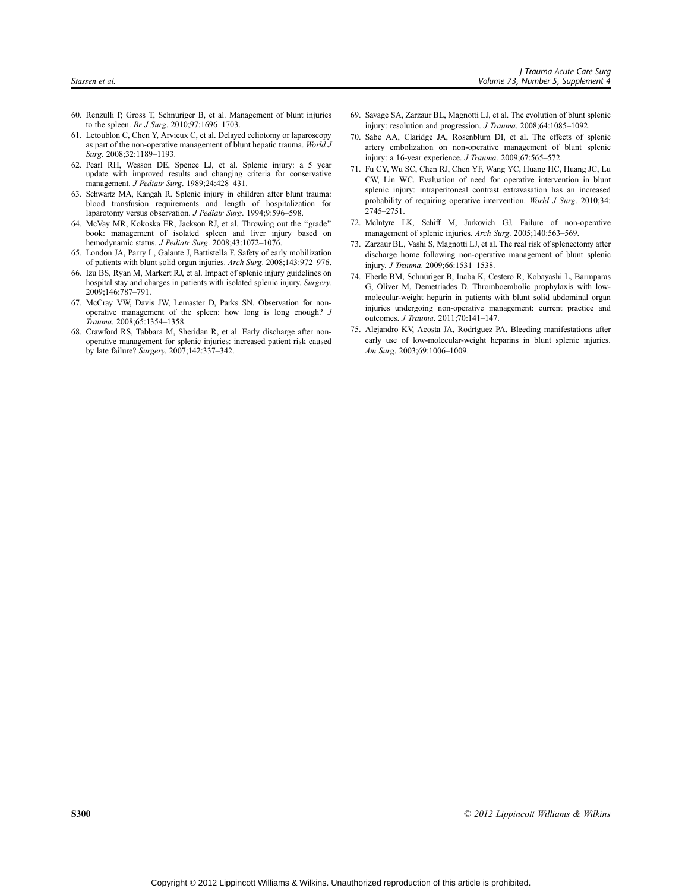60. Renzulli P, Gross T, Schnuriger B, et al. Management of blunt injuries to the spleen. *Br J Surg*. 2010;97:1696–1703.
61. Letoublon C, Chen Y, Arvieux C, et al. Delayed celiotomy or laparoscopy as part of the non-operative management of blunt hepatic trauma. *World J Surg*. 2008;32:1189–1193.
62. Pearl RH, Wesson DE, Spence LJ, et al. Splenic injury: a 5 year update with improved results and changing criteria for conservative management. *J Pediatr Surg*. 1989;24:428–431.
63. Schwartz MA, Kangah R. Splenic injury in children after blunt trauma: blood transfusion requirements and length of hospitalization for laparotomy versus observation. *J Pediatr Surg*. 1994;9:596–598.
64. McVay MR, Kokoska ER, Jackson RJ, et al. Throwing out the "grade" book: management of isolated spleen and liver injury based on hemodynamic status. *J Pediatr Surg*. 2008;43:1072–1076.
65. London JA, Parry L, Galante J, Battistella F. Safety of early mobilization of patients with blunt solid organ injuries. *Arch Surg*. 2008;143:972–976.
66. Izu BS, Ryan M, Markert RJ, et al. Impact of splenic injury guidelines on hospital stay and charges in patients with isolated splenic injury. *Surgery.* 2009;146:787–791.
67. McCray VW, Davis JW, Lemaster D, Parks SN. Observation for non-operative management of the spleen: how long is long enough? *J Trauma*. 2008;65:1354–1358.
68. Crawford RS, Tabbara M, Sheridan R, et al. Early discharge after non-operative management for splenic injuries: increased patient risk caused by late failure? *Surgery.* 2007;142:337–342.
69. Savage SA, Zarzaur BL, Magnotti LJ, et al. The evolution of blunt splenic injury: resolution and progression. *J Trauma*. 2008;64:1085–1092.
70. Sabe AA, Claridge JA, Rosenblum DI, et al. The effects of splenic artery embolization on non-operative management of blunt splenic injury: a 16-year experience. *J Trauma*. 2009;67:565–572.
71. Fu CY, Wu SC, Chen RJ, Chen YF, Wang YC, Huang HC, Huang JC, Lu CW, Lin WC. Evaluation of need for operative intervention in blunt splenic injury: intraperitoneal contrast extravasation has an increased probability of requiring operative intervention. *World J Surg*. 2010;34: 2745–2751.
72. McIntyre LK, Schiff M, Jurkovich GJ. Failure of non-operative management of splenic injuries. *Arch Surg*. 2005;140:563–569.
73. Zarzaur BL, Vashi S, Magnotti LJ, et al. The real risk of splenectomy after discharge home following non-operative management of blunt splenic injury. *J Trauma*. 2009;66:1531–1538.
74. Eberle BM, Schnüriger B, Inaba K, Cestero R, Kobayashi L, Barmparas G, Oliver M, Demetriades D. Thromboembolic prophylaxis with low-molecular-weight heparin in patients with blunt solid abdominal organ injuries undergoing non-operative management: current practice and outcomes. *J Trauma*. 2011;70:141–147.
75. Alejandro KV, Acosta JA, Rodríguez PA. Bleeding manifestations after early use of low-molecular-weight heparins in blunt splenic injuries. *Am Surg*. 2003;69:1006–1009.